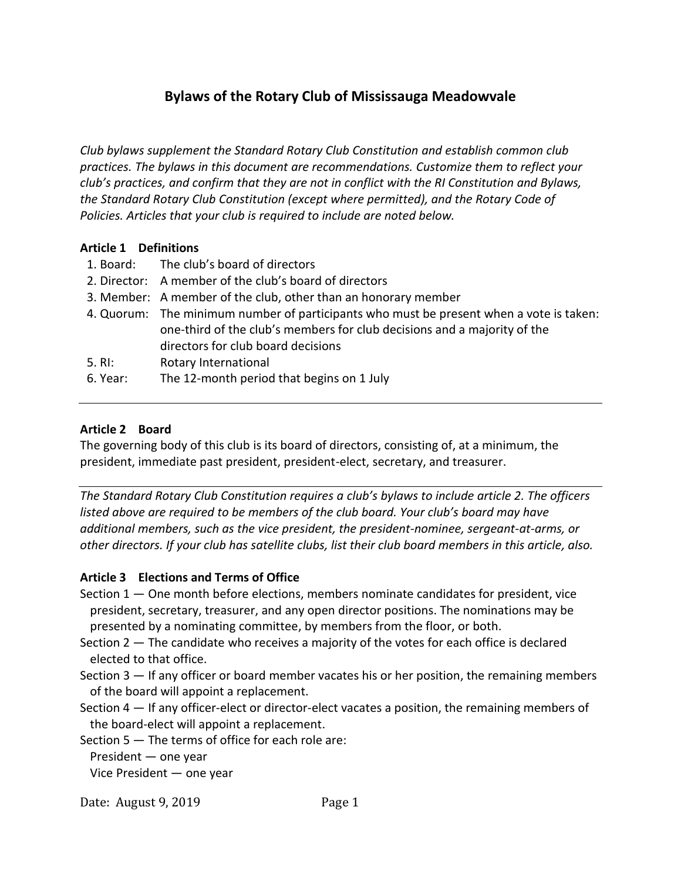# Bylaws of the Rotary Club of Mississauga Meadowvale

*Club bylaws supplement the Standard Rotary Club Constitution and establish common club practices. The bylaws in this document are recommendations. Customize them to reflect your club's practices, and confirm that they are not in conflict with the RI Constitution and Bylaws, the Standard Rotary Club Constitution (except where permitted), and the Rotary Code of Policies. Articles that your club is required to include are noted below.*

**Article 1 Definitions**

1. Board: The club's board of directors
2. Director: A member of the club's board of directors
3. Member: A member of the club, other than an honorary member
4. Quorum: The minimum number of participants who must be present when a vote is taken: one-third of the club's members for club decisions and a majority of the directors for club board decisions
5. RI: Rotary International
6. Year: The 12-month period that begins on 1 July

---

**Article 2 Board**

The governing body of this club is its board of directors, consisting of, at a minimum, the president, immediate past president, president-elect, secretary, and treasurer.

---

*The Standard Rotary Club Constitution requires a club's bylaws to include article 2. The officers listed above are required to be members of the club board. Your club's board may have additional members, such as the vice president, the president-nominee, sergeant-at-arms, or other directors. If your club has satellite clubs, list their club board members in this article, also.*

**Article 3 Elections and Terms of Office**

Section 1 — One month before elections, members nominate candidates for president, vice president, secretary, treasurer, and any open director positions. The nominations may be presented by a nominating committee, by members from the floor, or both.

Section 2 — The candidate who receives a majority of the votes for each office is declared elected to that office.

Section 3 — If any officer or board member vacates his or her position, the remaining members of the board will appoint a replacement.

Section 4 — If any officer-elect or director-elect vacates a position, the remaining members of the board-elect will appoint a replacement.

Section 5 — The terms of office for each role are:
President — one year
Vice President — one year

Date: August 9, 2019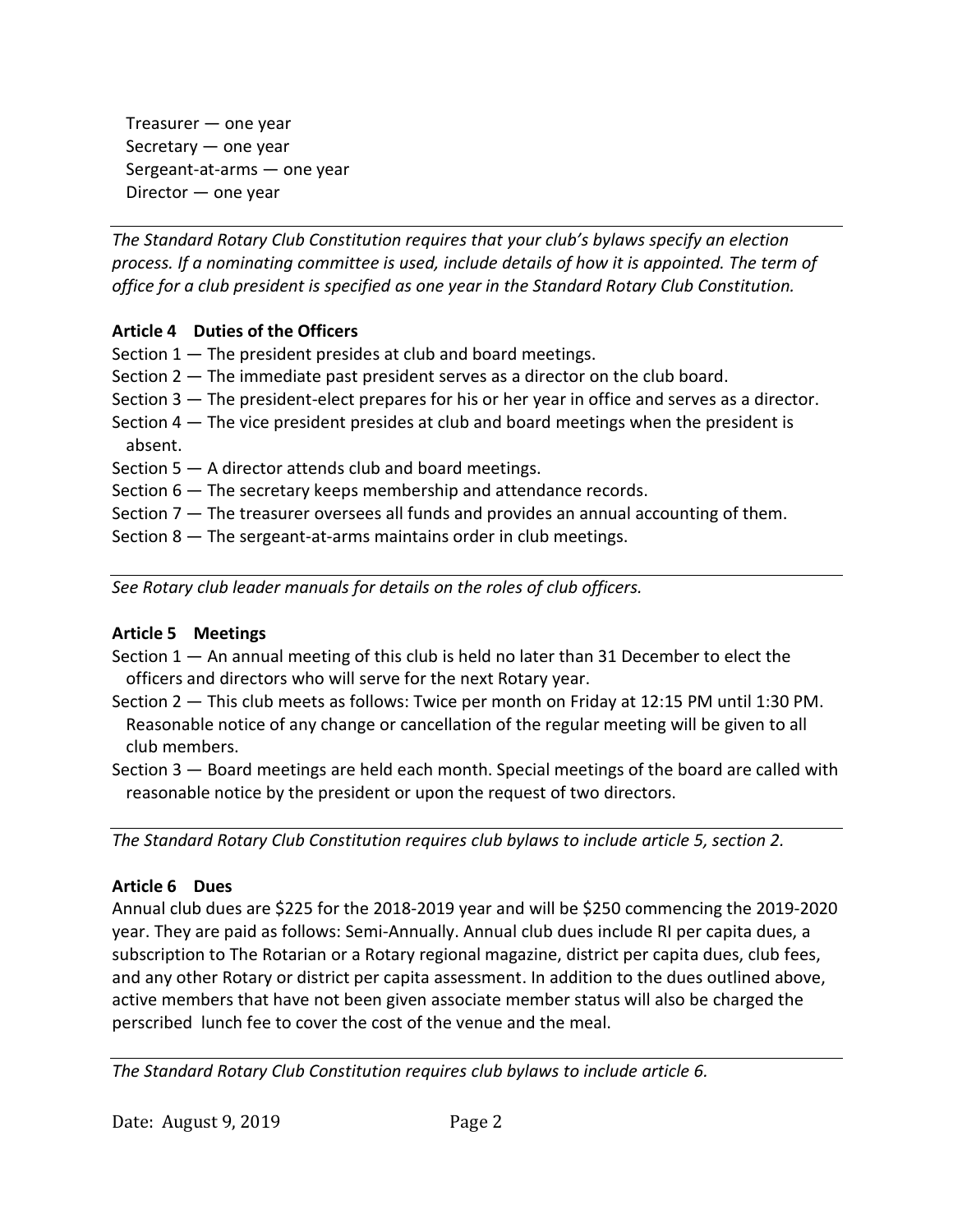Treasurer — one year
Secretary — one year
Sergeant-at-arms — one year
Director — one year

---

*The Standard Rotary Club Constitution requires that your club's bylaws specify an election process. If a nominating committee is used, include details of how it is appointed. The term of office for a club president is specified as one year in the Standard Rotary Club Constitution.*

**Article 4 Duties of the Officers**

Section 1 — The president presides at club and board meetings.
Section 2 — The immediate past president serves as a director on the club board.
Section 3 — The president-elect prepares for his or her year in office and serves as a director.
Section 4 — The vice president presides at club and board meetings when the president is absent.
Section 5 — A director attends club and board meetings.
Section 6 — The secretary keeps membership and attendance records.
Section 7 — The treasurer oversees all funds and provides an annual accounting of them.
Section 8 — The sergeant-at-arms maintains order in club meetings.

---

*See Rotary club leader manuals for details on the roles of club officers.*

**Article 5 Meetings**

Section 1 — An annual meeting of this club is held no later than 31 December to elect the officers and directors who will serve for the next Rotary year.
Section 2 — This club meets as follows: Twice per month on Friday at 12:15 PM until 1:30 PM. Reasonable notice of any change or cancellation of the regular meeting will be given to all club members.
Section 3 — Board meetings are held each month. Special meetings of the board are called with reasonable notice by the president or upon the request of two directors.

---

*The Standard Rotary Club Constitution requires club bylaws to include article 5, section 2.*

**Article 6 Dues**

Annual club dues are $225 for the 2018-2019 year and will be $250 commencing the 2019-2020 year. They are paid as follows: Semi-Annually. Annual club dues include RI per capita dues, a subscription to The Rotarian or a Rotary regional magazine, district per capita dues, club fees, and any other Rotary or district per capita assessment. In addition to the dues outlined above, active members that have not been given associate member status will also be charged the perscribed lunch fee to cover the cost of the venue and the meal.

---

*The Standard Rotary Club Constitution requires club bylaws to include article 6.*

Date: August 9, 2019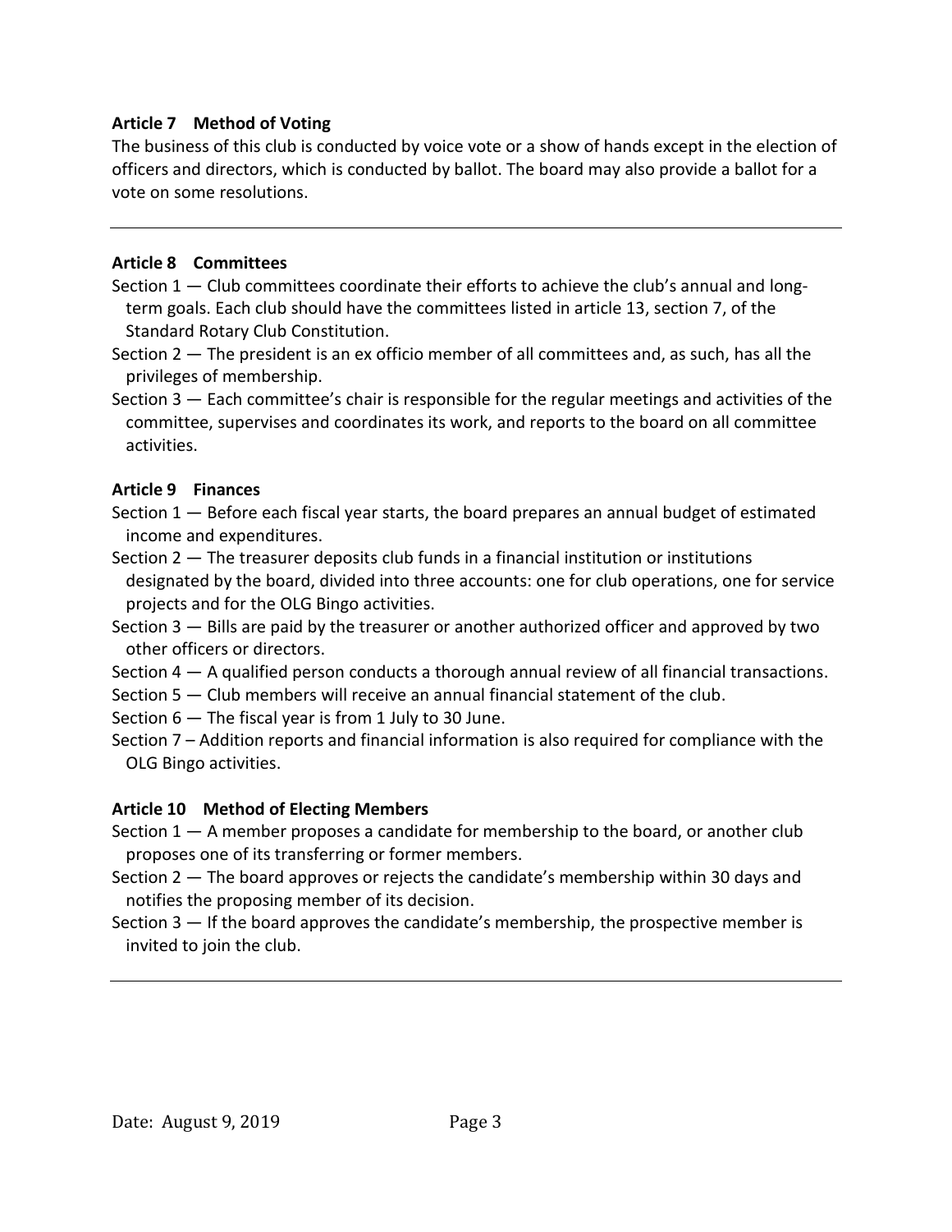**Article 7 Method of Voting**

The business of this club is conducted by voice vote or a show of hands except in the election of officers and directors, which is conducted by ballot. The board may also provide a ballot for a vote on some resolutions.

---

**Article 8 Committees**

Section 1 — Club committees coordinate their efforts to achieve the club's annual and long-term goals. Each club should have the committees listed in article 13, section 7, of the Standard Rotary Club Constitution.

Section 2 — The president is an ex officio member of all committees and, as such, has all the privileges of membership.

Section 3 — Each committee's chair is responsible for the regular meetings and activities of the committee, supervises and coordinates its work, and reports to the board on all committee activities.

**Article 9 Finances**

Section 1 — Before each fiscal year starts, the board prepares an annual budget of estimated income and expenditures.

Section 2 — The treasurer deposits club funds in a financial institution or institutions designated by the board, divided into three accounts: one for club operations, one for service projects and for the OLG Bingo activities.

Section 3 — Bills are paid by the treasurer or another authorized officer and approved by two other officers or directors.

Section 4 — A qualified person conducts a thorough annual review of all financial transactions.

Section 5 — Club members will receive an annual financial statement of the club.

Section 6 — The fiscal year is from 1 July to 30 June.

Section 7 – Addition reports and financial information is also required for compliance with the OLG Bingo activities.

**Article 10 Method of Electing Members**

Section 1 — A member proposes a candidate for membership to the board, or another club proposes one of its transferring or former members.

Section 2 — The board approves or rejects the candidate's membership within 30 days and notifies the proposing member of its decision.

Section 3 — If the board approves the candidate's membership, the prospective member is invited to join the club.

---

Date: August 9, 2019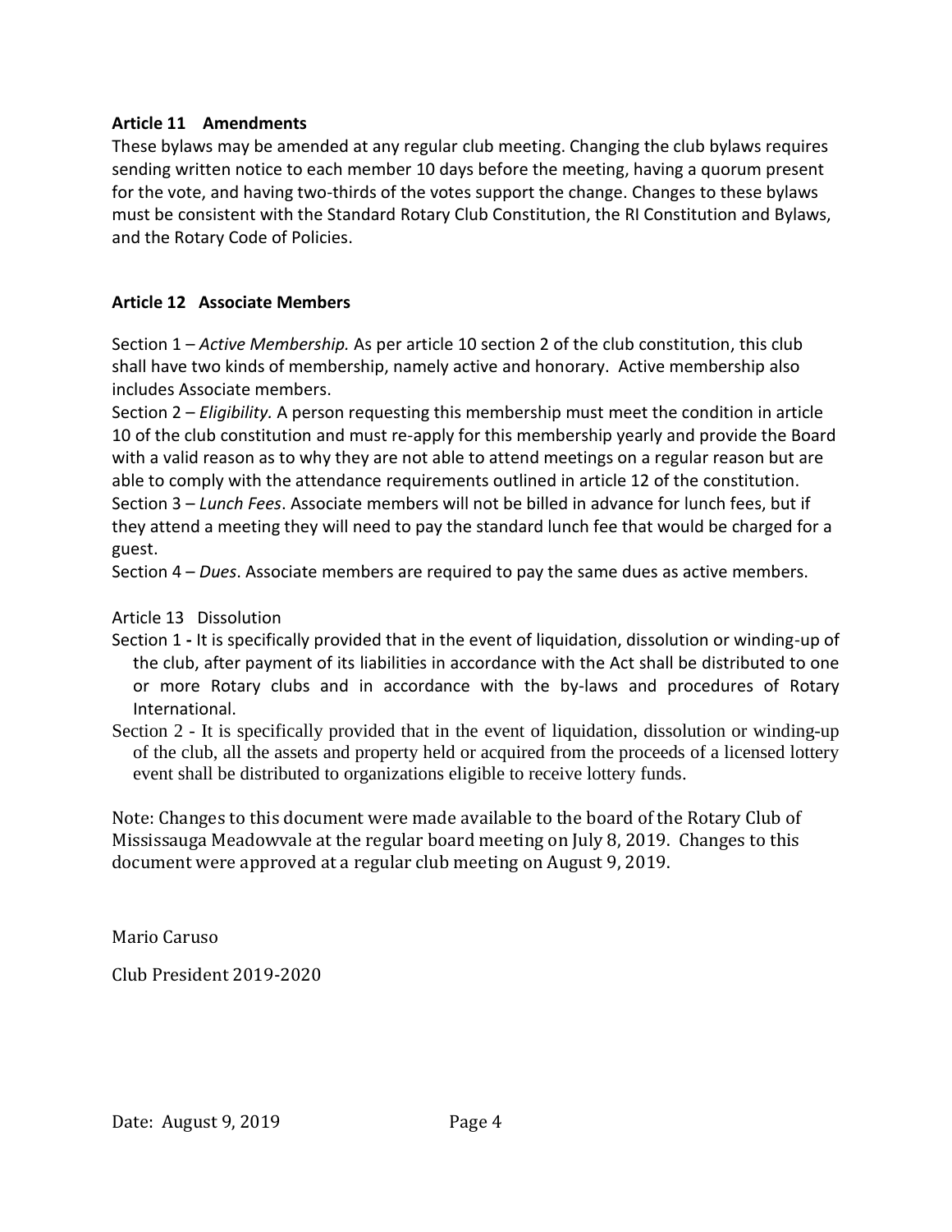**Article 11 Amendments**

These bylaws may be amended at any regular club meeting. Changing the club bylaws requires sending written notice to each member 10 days before the meeting, having a quorum present for the vote, and having two-thirds of the votes support the change. Changes to these bylaws must be consistent with the Standard Rotary Club Constitution, the RI Constitution and Bylaws, and the Rotary Code of Policies.

**Article 12 Associate Members**

Section 1 – *Active Membership.* As per article 10 section 2 of the club constitution, this club shall have two kinds of membership, namely active and honorary. Active membership also includes Associate members.

Section 2 – *Eligibility.* A person requesting this membership must meet the condition in article 10 of the club constitution and must re-apply for this membership yearly and provide the Board with a valid reason as to why they are not able to attend meetings on a regular reason but are able to comply with the attendance requirements outlined in article 12 of the constitution.

Section 3 – *Lunch Fees*. Associate members will not be billed in advance for lunch fees, but if they attend a meeting they will need to pay the standard lunch fee that would be charged for a guest.

Section 4 – *Dues*. Associate members are required to pay the same dues as active members.

Article 13 Dissolution

Section 1 - It is specifically provided that in the event of liquidation, dissolution or winding-up of the club, after payment of its liabilities in accordance with the Act shall be distributed to one or more Rotary clubs and in accordance with the by-laws and procedures of Rotary International.

Section 2 - It is specifically provided that in the event of liquidation, dissolution or winding-up of the club, all the assets and property held or acquired from the proceeds of a licensed lottery event shall be distributed to organizations eligible to receive lottery funds.

Note: Changes to this document were made available to the board of the Rotary Club of Mississauga Meadowvale at the regular board meeting on July 8, 2019. Changes to this document were approved at a regular club meeting on August 9, 2019.

Mario Caruso

Club President 2019-2020

Date: August 9, 2019